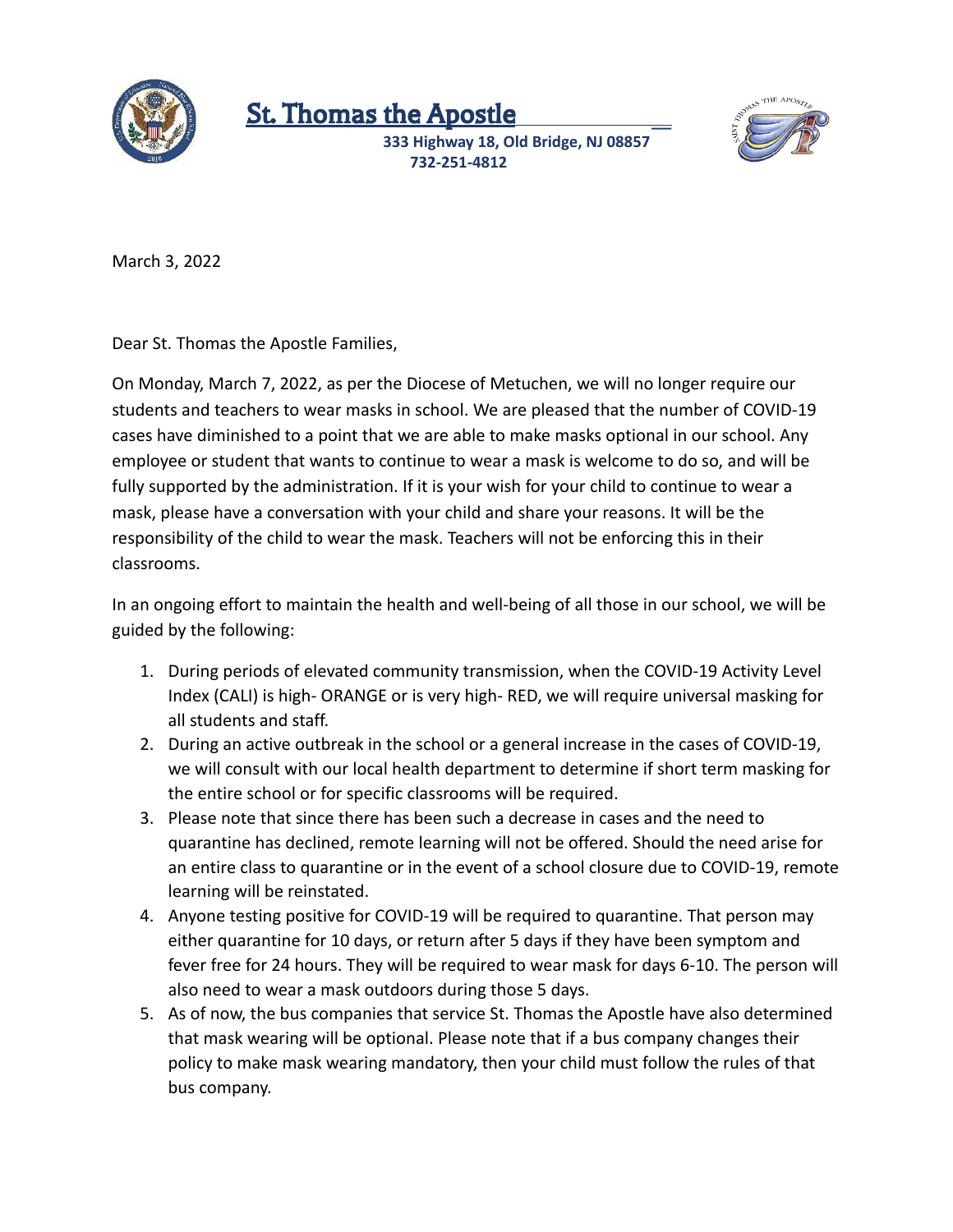# St. Thomas the Apostle

**333 Highway 18, Old Bridge, NJ 08857**
**732-251-4812**

March 3, 2022

Dear St. Thomas the Apostle Families,

On Monday, March 7, 2022, as per the Diocese of Metuchen, we will no longer require our students and teachers to wear masks in school. We are pleased that the number of COVID-19 cases have diminished to a point that we are able to make masks optional in our school. Any employee or student that wants to continue to wear a mask is welcome to do so, and will be fully supported by the administration. If it is your wish for your child to continue to wear a mask, please have a conversation with your child and share your reasons. It will be the responsibility of the child to wear the mask. Teachers will not be enforcing this in their classrooms.

In an ongoing effort to maintain the health and well-being of all those in our school, we will be guided by the following:

1. During periods of elevated community transmission, when the COVID-19 Activity Level Index (CALI) is high- ORANGE or is very high- RED, we will require universal masking for all students and staff.
2. During an active outbreak in the school or a general increase in the cases of COVID-19, we will consult with our local health department to determine if short term masking for the entire school or for specific classrooms will be required.
3. Please note that since there has been such a decrease in cases and the need to quarantine has declined, remote learning will not be offered. Should the need arise for an entire class to quarantine or in the event of a school closure due to COVID-19, remote learning will be reinstated.
4. Anyone testing positive for COVID-19 will be required to quarantine. That person may either quarantine for 10 days, or return after 5 days if they have been symptom and fever free for 24 hours. They will be required to wear mask for days 6-10. The person will also need to wear a mask outdoors during those 5 days.
5. As of now, the bus companies that service St. Thomas the Apostle have also determined that mask wearing will be optional. Please note that if a bus company changes their policy to make mask wearing mandatory, then your child must follow the rules of that bus company.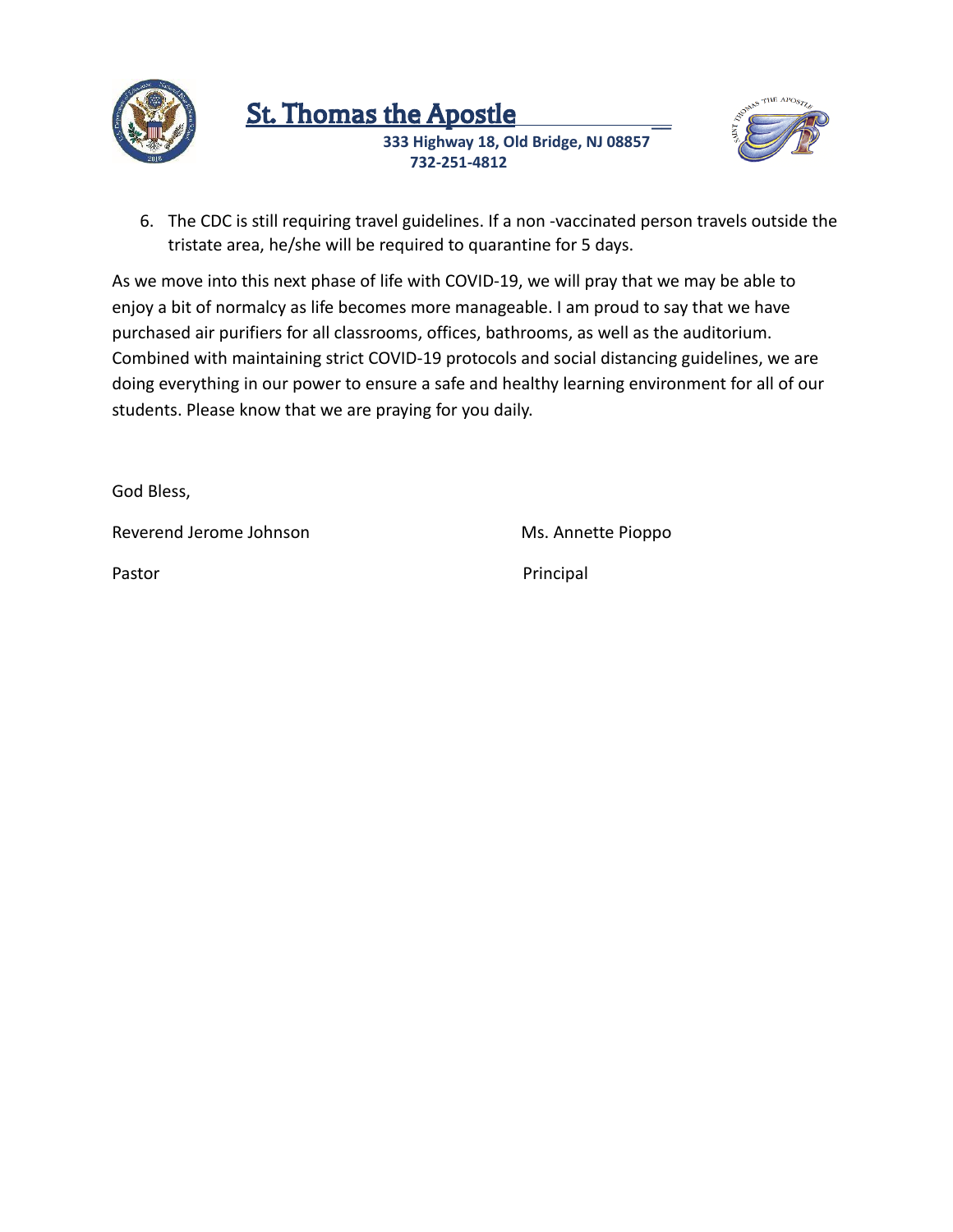# St. Thomas the Apostle

**333 Highway 18, Old Bridge, NJ 08857**
**732-251-4812**

6. The CDC is still requiring travel guidelines. If a non -vaccinated person travels outside the tristate area, he/she will be required to quarantine for 5 days.

As we move into this next phase of life with COVID-19, we will pray that we may be able to enjoy a bit of normalcy as life becomes more manageable. I am proud to say that we have purchased air purifiers for all classrooms, offices, bathrooms, as well as the auditorium. Combined with maintaining strict COVID-19 protocols and social distancing guidelines, we are doing everything in our power to ensure a safe and healthy learning environment for all of our students. Please know that we are praying for you daily.

God Bless,

Reverend Jerome Johnson
Pastor

Ms. Annette Pioppo
Principal